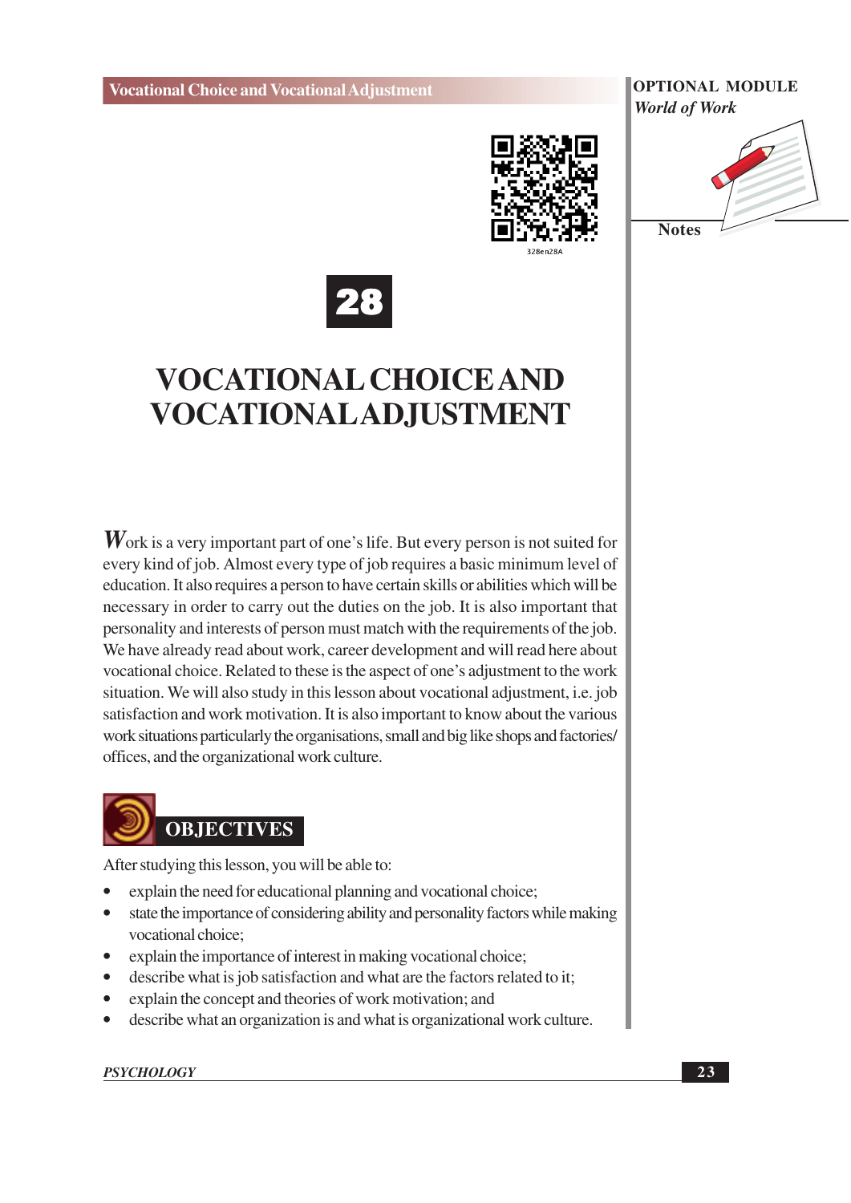# 28

# VOCATIONAL CHOICE AND VOCATIONAL ADJUSTMENT

Work is a very important part of one's life. But every person is not suited for every kind of job. Almost every type of job requires a basic minimum level of education. It also requires a person to have certain skills or abilities which will be necessary in order to carry out the duties on the job. It is also important that personality and interests of person must match with the requirements of the job. We have already read about work, career development and will read here about vocational choice. Related to these is the aspect of one's adjustment to the work situation. We will also study in this lesson about vocational adjustment, i.e. job satisfaction and work motivation. It is also important to know about the various work situations particularly the organisations, small and big like shops and factories/ offices, and the organizational work culture.

## OBJECTIVES

After studying this lesson, you will be able to:

- explain the need for educational planning and vocational choice;
- state the importance of considering ability and personality factors while making vocational choice;
- explain the importance of interest in making vocational choice;
- describe what is job satisfaction and what are the factors related to it;
- explain the concept and theories of work motivation; and
- describe what an organization is and what is organizational work culture.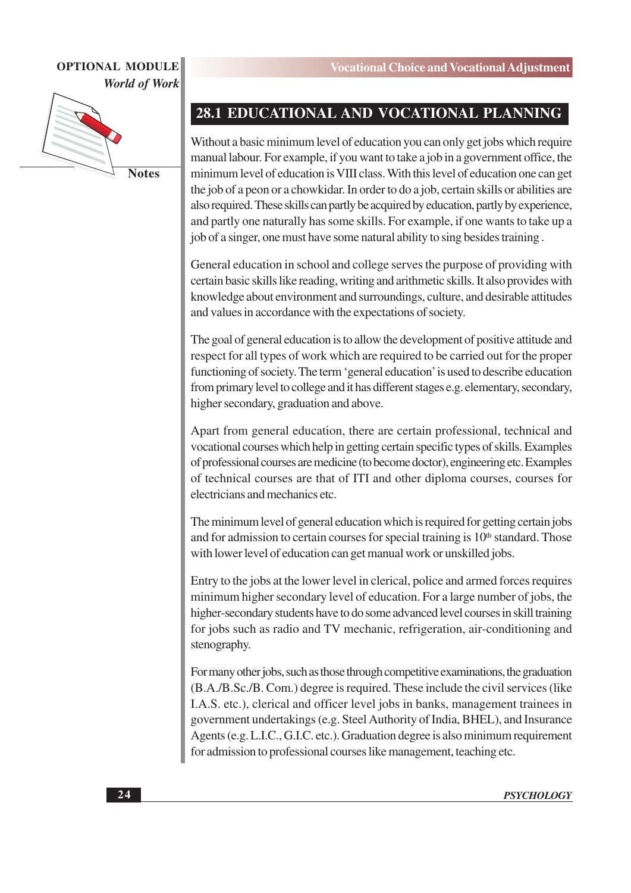## 28.1 EDUCATIONAL AND VOCATIONAL PLANNING

Without a basic minimum level of education you can only get jobs which require manual labour. For example, if you want to take a job in a government office, the minimum level of education is VIII class. With this level of education one can get the job of a peon or a chowkidar. In order to do a job, certain skills or abilities are also required. These skills can partly be acquired by education, partly by experience, and partly one naturally has some skills. For example, if one wants to take up a job of a singer, one must have some natural ability to sing besides training .

General education in school and college serves the purpose of providing with certain basic skills like reading, writing and arithmetic skills. It also provides with knowledge about environment and surroundings, culture, and desirable attitudes and values in accordance with the expectations of society.

The goal of general education is to allow the development of positive attitude and respect for all types of work which are required to be carried out for the proper functioning of society. The term 'general education' is used to describe education from primary level to college and it has different stages e.g. elementary, secondary, higher secondary, graduation and above.

Apart from general education, there are certain professional, technical and vocational courses which help in getting certain specific types of skills. Examples of professional courses are medicine (to become doctor), engineering etc. Examples of technical courses are that of ITI and other diploma courses, courses for electricians and mechanics etc.

The minimum level of general education which is required for getting certain jobs and for admission to certain courses for special training is 10th standard. Those with lower level of education can get manual work or unskilled jobs.

Entry to the jobs at the lower level in clerical, police and armed forces requires minimum higher secondary level of education. For a large number of jobs, the higher-secondary students have to do some advanced level courses in skill training for jobs such as radio and TV mechanic, refrigeration, air-conditioning and stenography.

For many other jobs, such as those through competitive examinations, the graduation (B.A./B.Sc./B. Com.) degree is required. These include the civil services (like I.A.S. etc.), clerical and officer level jobs in banks, management trainees in government undertakings (e.g. Steel Authority of India, BHEL), and Insurance Agents (e.g. L.I.C., G.I.C. etc.). Graduation degree is also minimum requirement for admission to professional courses like management, teaching etc.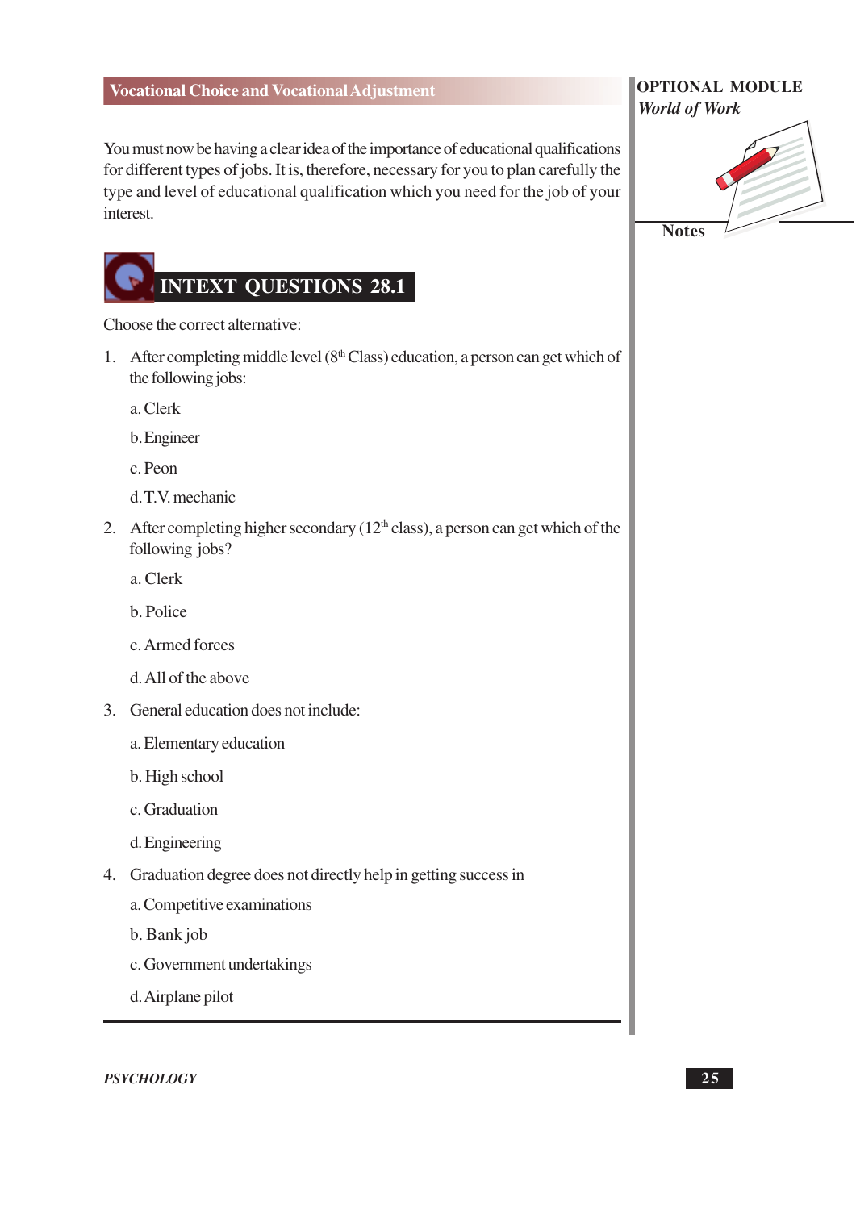You must now be having a clear idea of the importance of educational qualifications for different types of jobs. It is, therefore, necessary for you to plan carefully the type and level of educational qualification which you need for the job of your interest.

## INTEXT QUESTIONS 28.1

Choose the correct alternative:

1. After completing middle level (8th Class) education, a person can get which of the following jobs:

   a. Clerk

   b. Engineer

   c. Peon

   d. T.V. mechanic

2. After completing higher secondary (12th class), a person can get which of the following jobs?

   a. Clerk

   b. Police

   c. Armed forces

   d. All of the above

3. General education does not include:

   a. Elementary education

   b. High school

   c. Graduation

   d. Engineering

4. Graduation degree does not directly help in getting success in

   a. Competitive examinations

   b. Bank job

   c. Government undertakings

   d. Airplane pilot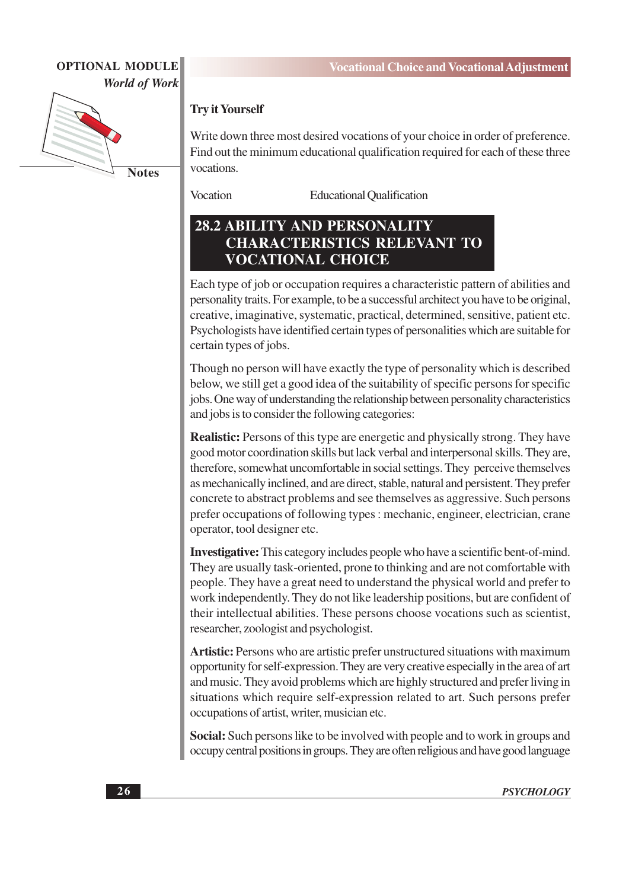### Try it Yourself

Write down three most desired vocations of your choice in order of preference. Find out the minimum educational qualification required for each of these three vocations.

| Vocation | Educational Qualification |
| --- | --- |

## 28.2 ABILITY AND PERSONALITY CHARACTERISTICS RELEVANT TO VOCATIONAL CHOICE

Each type of job or occupation requires a characteristic pattern of abilities and personality traits. For example, to be a successful architect you have to be original, creative, imaginative, systematic, practical, determined, sensitive, patient etc. Psychologists have identified certain types of personalities which are suitable for certain types of jobs.

Though no person will have exactly the type of personality which is described below, we still get a good idea of the suitability of specific persons for specific jobs. One way of understanding the relationship between personality characteristics and jobs is to consider the following categories:

**Realistic:** Persons of this type are energetic and physically strong. They have good motor coordination skills but lack verbal and interpersonal skills. They are, therefore, somewhat uncomfortable in social settings. They perceive themselves as mechanically inclined, and are direct, stable, natural and persistent. They prefer concrete to abstract problems and see themselves as aggressive. Such persons prefer occupations of following types : mechanic, engineer, electrician, crane operator, tool designer etc.

**Investigative:** This category includes people who have a scientific bent-of-mind. They are usually task-oriented, prone to thinking and are not comfortable with people. They have a great need to understand the physical world and prefer to work independently. They do not like leadership positions, but are confident of their intellectual abilities. These persons choose vocations such as scientist, researcher, zoologist and psychologist.

**Artistic:** Persons who are artistic prefer unstructured situations with maximum opportunity for self-expression. They are very creative especially in the area of art and music. They avoid problems which are highly structured and prefer living in situations which require self-expression related to art. Such persons prefer occupations of artist, writer, musician etc.

**Social:** Such persons like to be involved with people and to work in groups and occupy central positions in groups. They are often religious and have good language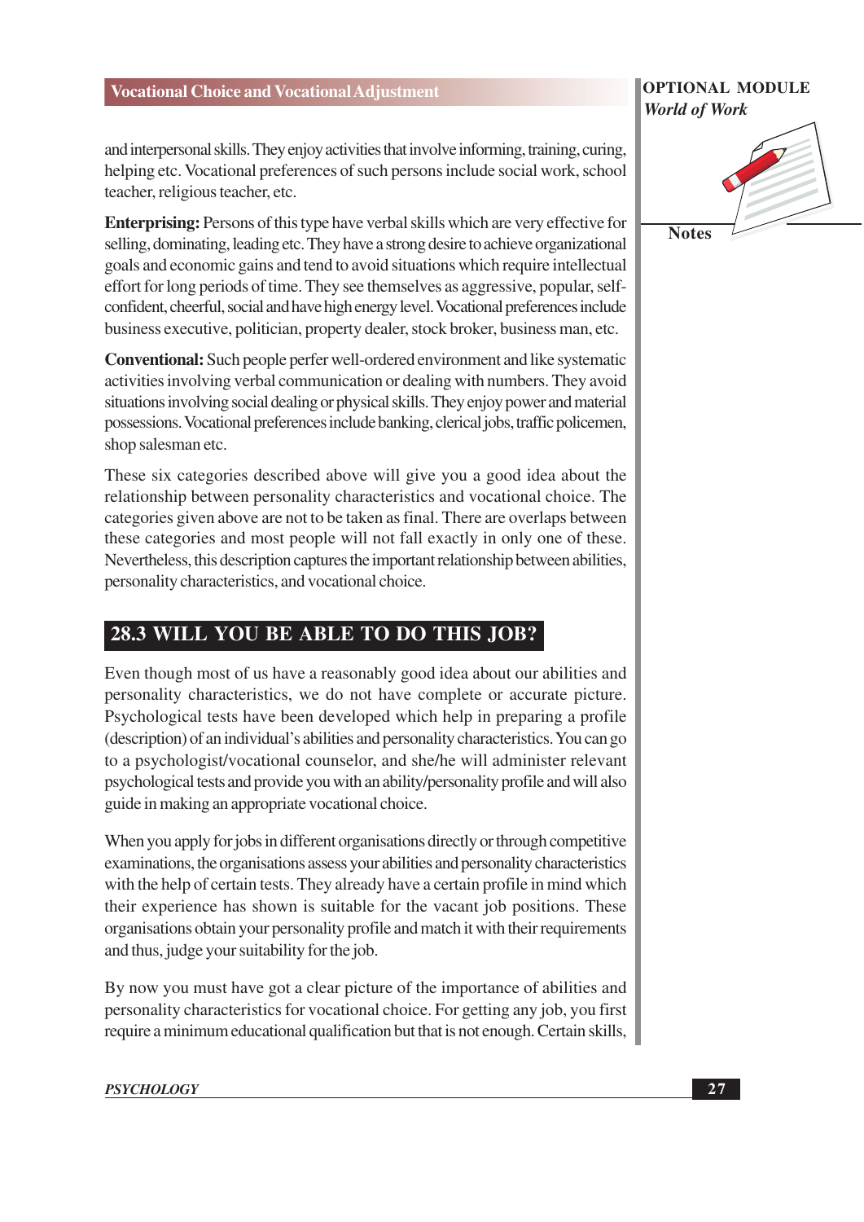and interpersonal skills. They enjoy activities that involve informing, training, curing, helping etc. Vocational preferences of such persons include social work, school teacher, religious teacher, etc.

**Enterprising:** Persons of this type have verbal skills which are very effective for selling, dominating, leading etc. They have a strong desire to achieve organizational goals and economic gains and tend to avoid situations which require intellectual effort for long periods of time. They see themselves as aggressive, popular, self-confident, cheerful, social and have high energy level. Vocational preferences include business executive, politician, property dealer, stock broker, business man, etc.

**Conventional:** Such people perfer well-ordered environment and like systematic activities involving verbal communication or dealing with numbers. They avoid situations involving social dealing or physical skills. They enjoy power and material possessions. Vocational preferences include banking, clerical jobs, traffic policemen, shop salesman etc.

These six categories described above will give you a good idea about the relationship between personality characteristics and vocational choice. The categories given above are not to be taken as final. There are overlaps between these categories and most people will not fall exactly in only one of these. Nevertheless, this description captures the important relationship between abilities, personality characteristics, and vocational choice.

## 28.3 WILL YOU BE ABLE TO DO THIS JOB?

Even though most of us have a reasonably good idea about our abilities and personality characteristics, we do not have complete or accurate picture. Psychological tests have been developed which help in preparing a profile (description) of an individual's abilities and personality characteristics. You can go to a psychologist/vocational counselor, and she/he will administer relevant psychological tests and provide you with an ability/personality profile and will also guide in making an appropriate vocational choice.

When you apply for jobs in different organisations directly or through competitive examinations, the organisations assess your abilities and personality characteristics with the help of certain tests. They already have a certain profile in mind which their experience has shown is suitable for the vacant job positions. These organisations obtain your personality profile and match it with their requirements and thus, judge your suitability for the job.

By now you must have got a clear picture of the importance of abilities and personality characteristics for vocational choice. For getting any job, you first require a minimum educational qualification but that is not enough. Certain skills,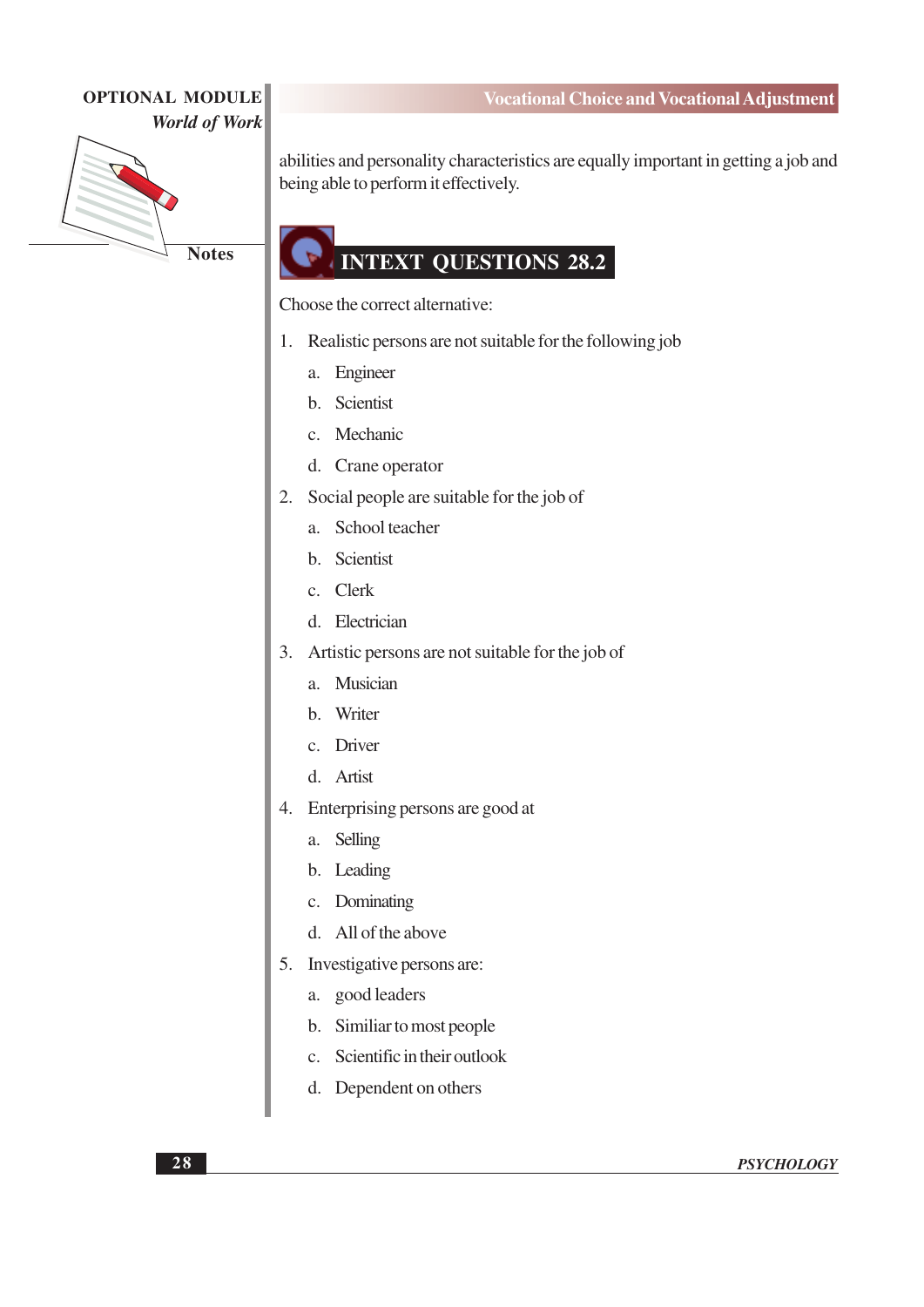abilities and personality characteristics are equally important in getting a job and being able to perform it effectively.

## INTEXT QUESTIONS 28.2

Choose the correct alternative:

1. Realistic persons are not suitable for the following job
   a. Engineer
   b. Scientist
   c. Mechanic
   d. Crane operator
2. Social people are suitable for the job of
   a. School teacher
   b. Scientist
   c. Clerk
   d. Electrician
3. Artistic persons are not suitable for the job of
   a. Musician
   b. Writer
   c. Driver
   d. Artist
4. Enterprising persons are good at
   a. Selling
   b. Leading
   c. Dominating
   d. All of the above
5. Investigative persons are:
   a. good leaders
   b. Similiar to most people
   c. Scientific in their outlook
   d. Dependent on others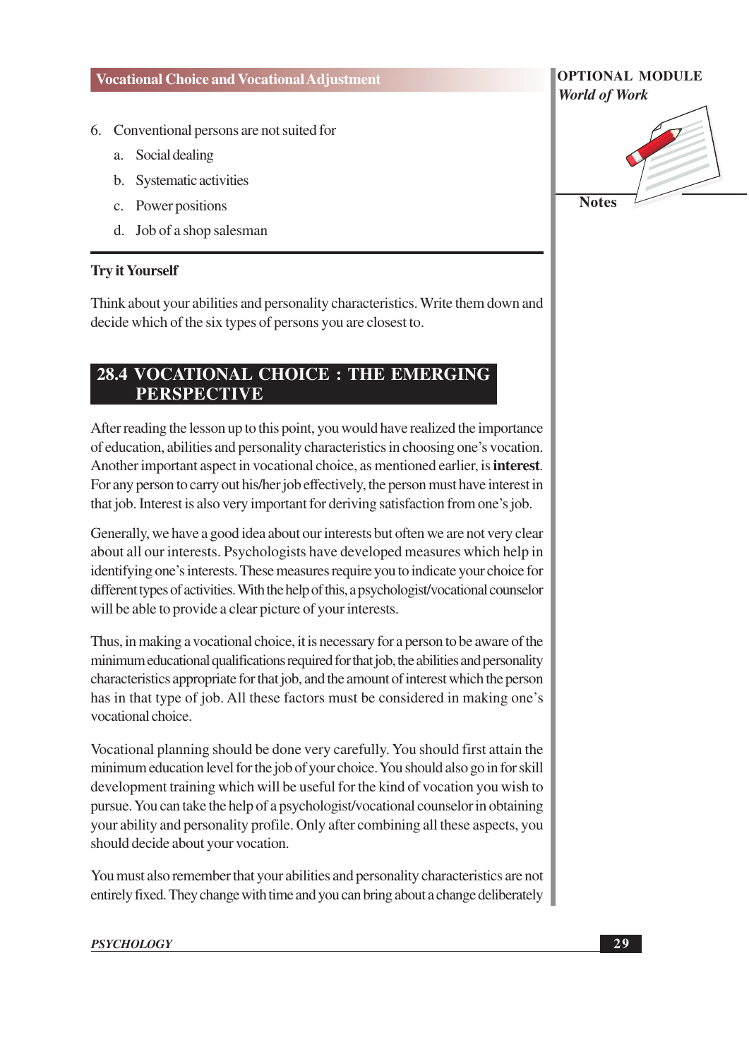6. Conventional persons are not suited for
   a. Social dealing
   b. Systematic activities
   c. Power positions
   d. Job of a shop salesman

---

**Try it Yourself**

Think about your abilities and personality characteristics. Write them down and decide which of the six types of persons you are closest to.

## 28.4 VOCATIONAL CHOICE : THE EMERGING PERSPECTIVE

After reading the lesson up to this point, you would have realized the importance of education, abilities and personality characteristics in choosing one's vocation. Another important aspect in vocational choice, as mentioned earlier, is **interest**. For any person to carry out his/her job effectively, the person must have interest in that job. Interest is also very important for deriving satisfaction from one's job.

Generally, we have a good idea about our interests but often we are not very clear about all our interests. Psychologists have developed measures which help in identifying one's interests. These measures require you to indicate your choice for different types of activities. With the help of this, a psychologist/vocational counselor will be able to provide a clear picture of your interests.

Thus, in making a vocational choice, it is necessary for a person to be aware of the minimum educational qualifications required for that job, the abilities and personality characteristics appropriate for that job, and the amount of interest which the person has in that type of job. All these factors must be considered in making one's vocational choice.

Vocational planning should be done very carefully. You should first attain the minimum education level for the job of your choice. You should also go in for skill development training which will be useful for the kind of vocation you wish to pursue. You can take the help of a psychologist/vocational counselor in obtaining your ability and personality profile. Only after combining all these aspects, you should decide about your vocation.

You must also remember that your abilities and personality characteristics are not entirely fixed. They change with time and you can bring about a change deliberately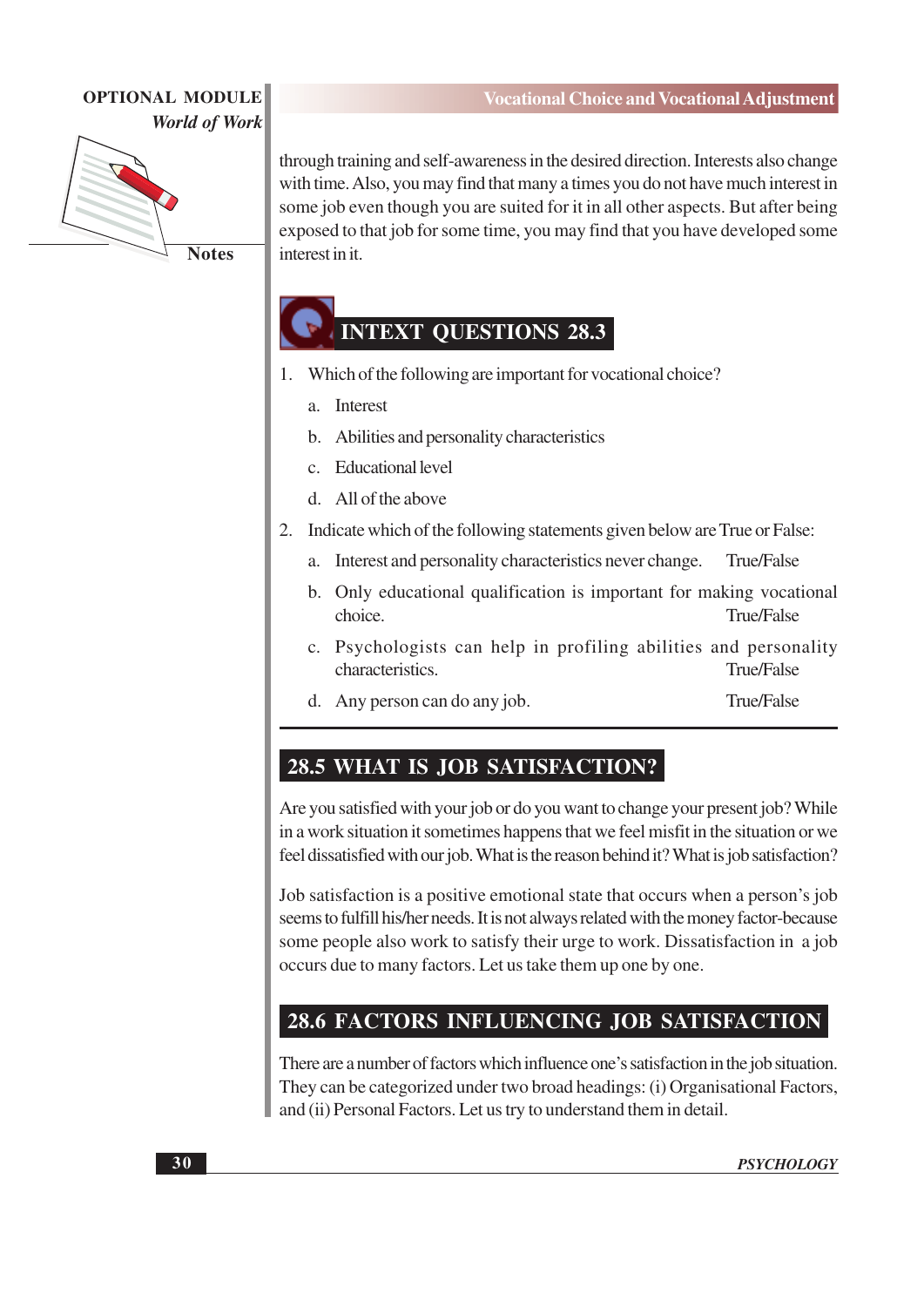through training and self-awareness in the desired direction. Interests also change with time. Also, you may find that many a times you do not have much interest in some job even though you are suited for it in all other aspects. But after being exposed to that job for some time, you may find that you have developed some interest in it.

## INTEXT QUESTIONS 28.3

1. Which of the following are important for vocational choice?
   a. Interest
   b. Abilities and personality characteristics
   c. Educational level
   d. All of the above
2. Indicate which of the following statements given below are True or False:
   a. Interest and personality characteristics never change. True/False
   b. Only educational qualification is important for making vocational choice. True/False
   c. Psychologists can help in profiling abilities and personality characteristics. True/False
   d. Any person can do any job. True/False

## 28.5 WHAT IS JOB SATISFACTION?

Are you satisfied with your job or do you want to change your present job? While in a work situation it sometimes happens that we feel misfit in the situation or we feel dissatisfied with our job. What is the reason behind it? What is job satisfaction?

Job satisfaction is a positive emotional state that occurs when a person's job seems to fulfill his/her needs. It is not always related with the money factor-because some people also work to satisfy their urge to work. Dissatisfaction in a job occurs due to many factors. Let us take them up one by one.

## 28.6 FACTORS INFLUENCING JOB SATISFACTION

There are a number of factors which influence one's satisfaction in the job situation. They can be categorized under two broad headings: (i) Organisational Factors, and (ii) Personal Factors. Let us try to understand them in detail.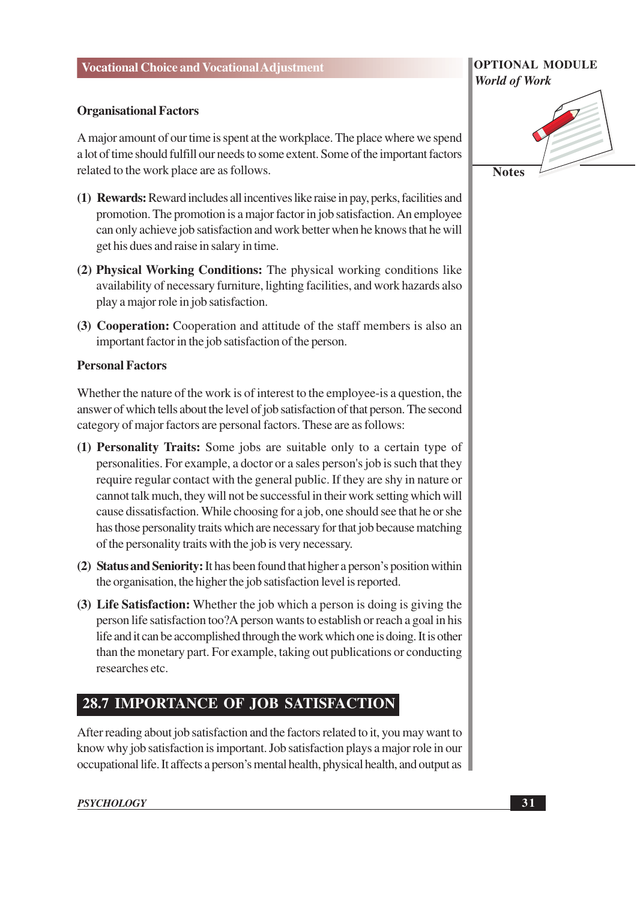**Organisational Factors**

A major amount of our time is spent at the workplace. The place where we spend a lot of time should fulfill our needs to some extent. Some of the important factors related to the work place are as follows.

**(1) Rewards:** Reward includes all incentives like raise in pay, perks, facilities and promotion. The promotion is a major factor in job satisfaction. An employee can only achieve job satisfaction and work better when he knows that he will get his dues and raise in salary in time.

**(2) Physical Working Conditions:** The physical working conditions like availability of necessary furniture, lighting facilities, and work hazards also play a major role in job satisfaction.

**(3) Cooperation:** Cooperation and attitude of the staff members is also an important factor in the job satisfaction of the person.

**Personal Factors**

Whether the nature of the work is of interest to the employee-is a question, the answer of which tells about the level of job satisfaction of that person. The second category of major factors are personal factors. These are as follows:

**(1) Personality Traits:** Some jobs are suitable only to a certain type of personalities. For example, a doctor or a sales person's job is such that they require regular contact with the general public. If they are shy in nature or cannot talk much, they will not be successful in their work setting which will cause dissatisfaction. While choosing for a job, one should see that he or she has those personality traits which are necessary for that job because matching of the personality traits with the job is very necessary.

**(2) Status and Seniority:** It has been found that higher a person's position within the organisation, the higher the job satisfaction level is reported.

**(3) Life Satisfaction:** Whether the job which a person is doing is giving the person life satisfaction too?A person wants to establish or reach a goal in his life and it can be accomplished through the work which one is doing. It is other than the monetary part. For example, taking out publications or conducting researches etc.

## 28.7 IMPORTANCE OF JOB SATISFACTION

After reading about job satisfaction and the factors related to it, you may want to know why job satisfaction is important. Job satisfaction plays a major role in our occupational life. It affects a person's mental health, physical health, and output as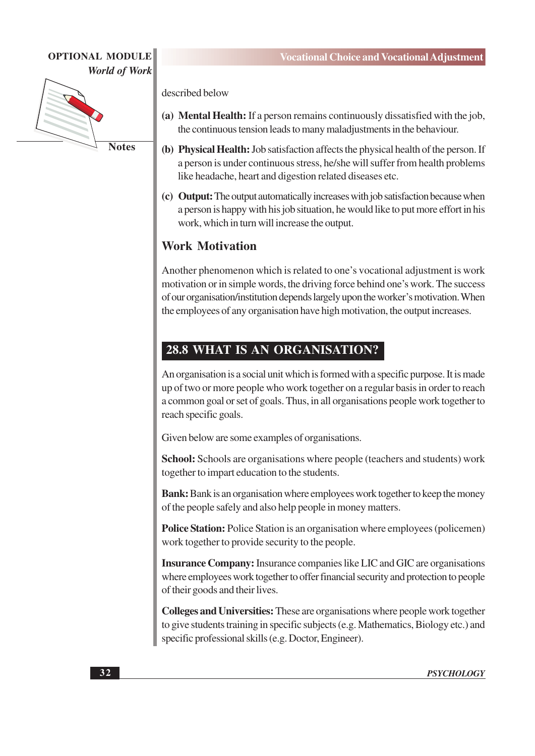described below

**(a) Mental Health:** If a person remains continuously dissatisfied with the job, the continuous tension leads to many maladjustments in the behaviour.

**(b) Physical Health:** Job satisfaction affects the physical health of the person. If a person is under continuous stress, he/she will suffer from health problems like headache, heart and digestion related diseases etc.

**(c) Output:** The output automatically increases with job satisfaction because when a person is happy with his job situation, he would like to put more effort in his work, which in turn will increase the output.

### Work Motivation

Another phenomenon which is related to one's vocational adjustment is work motivation or in simple words, the driving force behind one's work. The success of our organisation/institution depends largely upon the worker's motivation. When the employees of any organisation have high motivation, the output increases.

## 28.8 WHAT IS AN ORGANISATION?

An organisation is a social unit which is formed with a specific purpose. It is made up of two or more people who work together on a regular basis in order to reach a common goal or set of goals. Thus, in all organisations people work together to reach specific goals.

Given below are some examples of organisations.

**School:** Schools are organisations where people (teachers and students) work together to impart education to the students.

**Bank:** Bank is an organisation where employees work together to keep the money of the people safely and also help people in money matters.

**Police Station:** Police Station is an organisation where employees (policemen) work together to provide security to the people.

**Insurance Company:** Insurance companies like LIC and GIC are organisations where employees work together to offer financial security and protection to people of their goods and their lives.

**Colleges and Universities:** These are organisations where people work together to give students training in specific subjects (e.g. Mathematics, Biology etc.) and specific professional skills (e.g. Doctor, Engineer).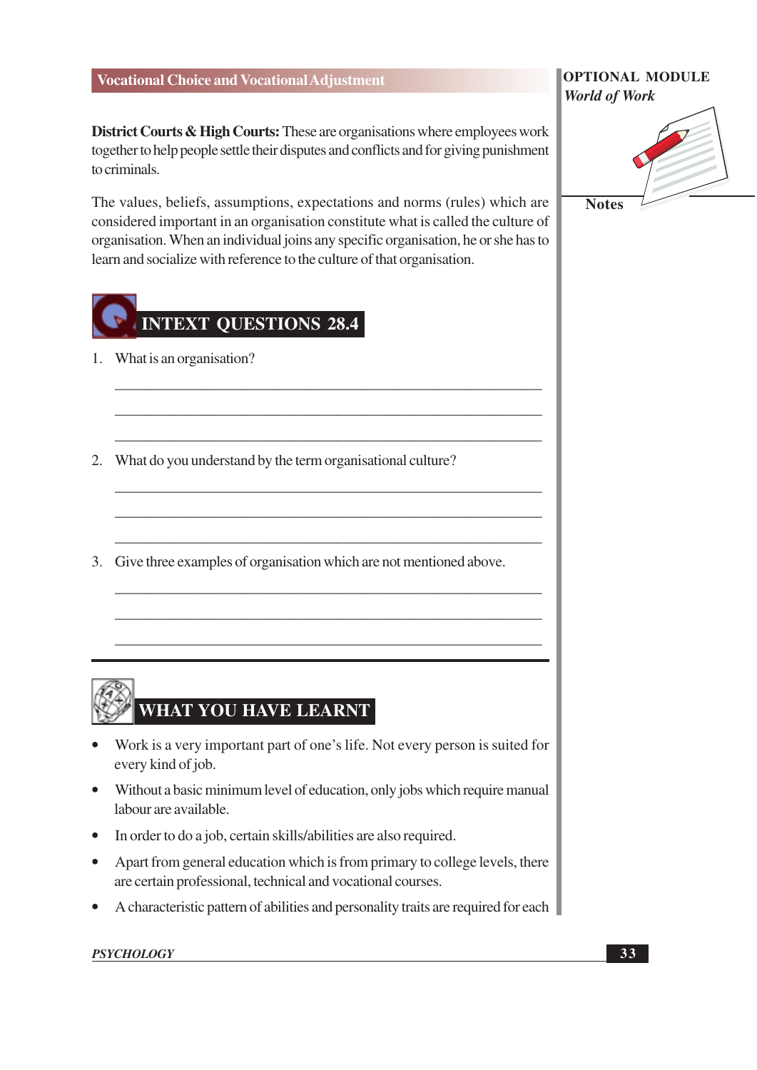**District Courts & High Courts:** These are organisations where employees work together to help people settle their disputes and conflicts and for giving punishment to criminals.

The values, beliefs, assumptions, expectations and norms (rules) which are considered important in an organisation constitute what is called the culture of organisation. When an individual joins any specific organisation, he or she has to learn and socialize with reference to the culture of that organisation.

## INTEXT QUESTIONS 28.4

1. What is an organisation?

   ______________________________________________

   ______________________________________________

   ______________________________________________

2. What do you understand by the term organisational culture?

   ______________________________________________

   ______________________________________________

   ______________________________________________

3. Give three examples of organisation which are not mentioned above.

   ______________________________________________

   ______________________________________________

   ______________________________________________

## WHAT YOU HAVE LEARNT

- Work is a very important part of one's life. Not every person is suited for every kind of job.
- Without a basic minimum level of education, only jobs which require manual labour are available.
- In order to do a job, certain skills/abilities are also required.
- Apart from general education which is from primary to college levels, there are certain professional, technical and vocational courses.
- A characteristic pattern of abilities and personality traits are required for each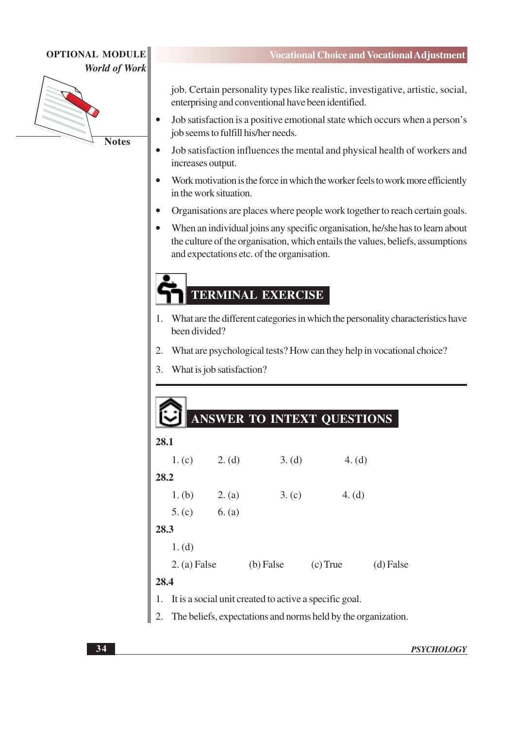job. Certain personality types like realistic, investigative, artistic, social, enterprising and conventional have been identified.

- Job satisfaction is a positive emotional state which occurs when a person's job seems to fulfill his/her needs.
- Job satisfaction influences the mental and physical health of workers and increases output.
- Work motivation is the force in which the worker feels to work more efficiently in the work situation.
- Organisations are places where people work together to reach certain goals.
- When an individual joins any specific organisation, he/she has to learn about the culture of the organisation, which entails the values, beliefs, assumptions and expectations etc. of the organisation.

## TERMINAL EXERCISE

1. What are the different categories in which the personality characteristics have been divided?
2. What are psychological tests? How can they help in vocational choice?
3. What is job satisfaction?

## ANSWER TO INTEXT QUESTIONS

**28.1**

1. (c) 2. (d) 3. (d) 4. (d)

**28.2**

1. (b) 2. (a) 3. (c) 4. (d)

5. (c) 6. (a)

**28.3**

1. (d)

2. (a) False (b) False (c) True (d) False

**28.4**

1. It is a social unit created to active a specific goal.
2. The beliefs, expectations and norms held by the organization.